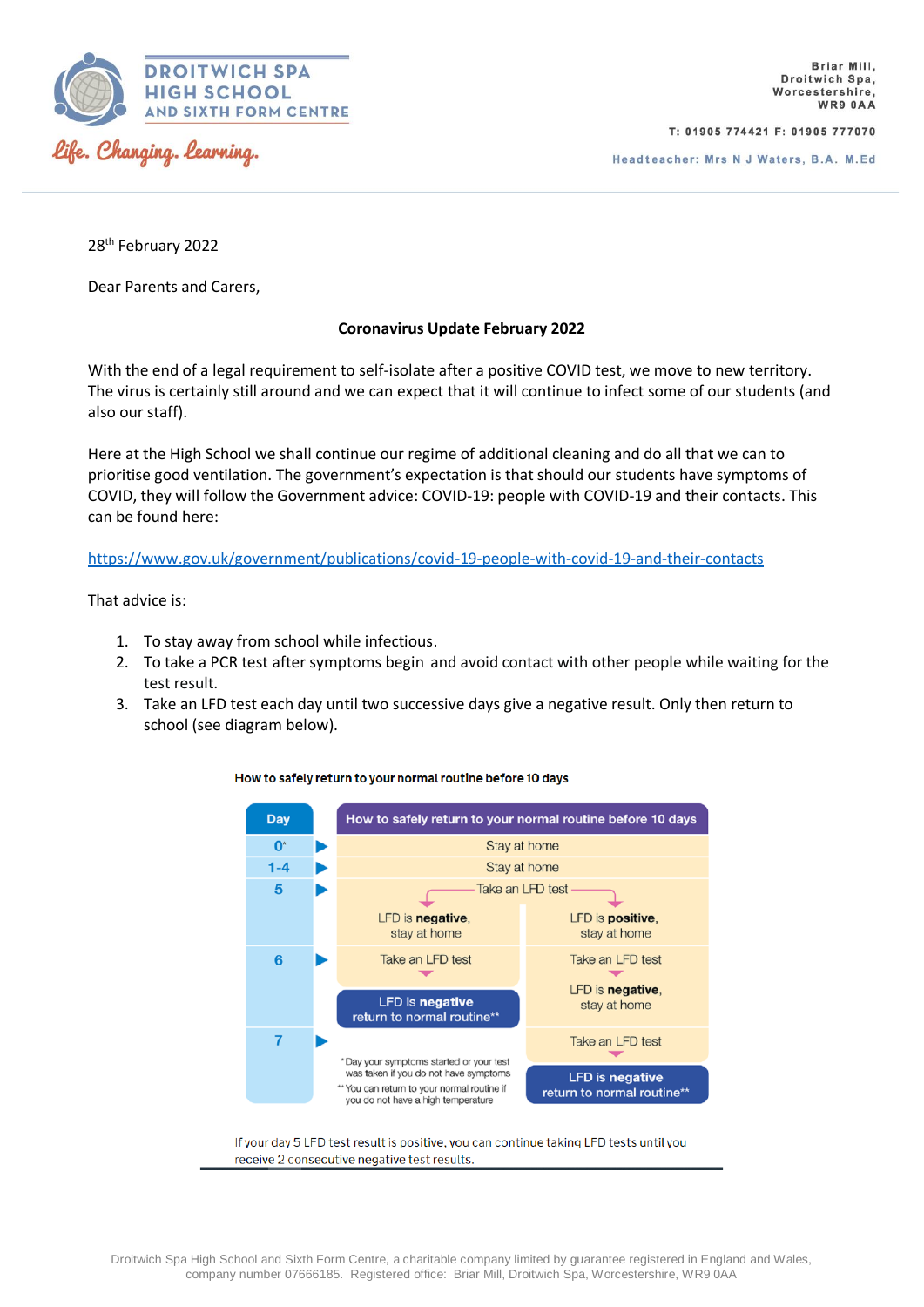**DROITWICH SPA HIGH SCHOOL AND SIXTH FORM CENTRE**

*Life. Changing. Learning.*

Briar Mill,
Droitwich Spa,
Worcestershire,
WR9 0AA

T: 01905 774421 F: 01905 777070

Headteacher: Mrs N J Waters, B.A. M.Ed

28th February 2022

Dear Parents and Carers,

**Coronavirus Update February 2022**

With the end of a legal requirement to self-isolate after a positive COVID test, we move to new territory. The virus is certainly still around and we can expect that it will continue to infect some of our students (and also our staff).

Here at the High School we shall continue our regime of additional cleaning and do all that we can to prioritise good ventilation. The government's expectation is that should our students have symptoms of COVID, they will follow the Government advice: COVID-19: people with COVID-19 and their contacts. This can be found here:

https://www.gov.uk/government/publications/covid-19-people-with-covid-19-and-their-contacts

That advice is:

1. To stay away from school while infectious.
2. To take a PCR test after symptoms begin and avoid contact with other people while waiting for the test result.
3. Take an LFD test each day until two successive days give a negative result. Only then return to school (see diagram below).

How to safely return to your normal routine before 10 days

| Day | How to safely return to your normal routine before 10 days | |
|---|---|---|
| 0* | Stay at home | |
| 1-4 | Stay at home | |
| 5 | Take an LFD test | |
| | LFD is **negative**, stay at home | LFD is **positive**, stay at home |
| 6 | Take an LFD test | Take an LFD test |
| | **LFD is negative** return to normal routine** | LFD is **negative**, stay at home |
| 7 | | Take an LFD test |
| | | **LFD is negative** return to normal routine** |

*Day your symptoms started or your test was taken if you do not have symptoms

** You can return to your normal routine if you do not have a high temperature

If your day 5 LFD test result is positive, you can continue taking LFD tests until you receive 2 consecutive negative test results.

Droitwich Spa High School and Sixth Form Centre, a charitable company limited by guarantee registered in England and Wales, company number 07666185. Registered office: Briar Mill, Droitwich Spa, Worcestershire, WR9 0AA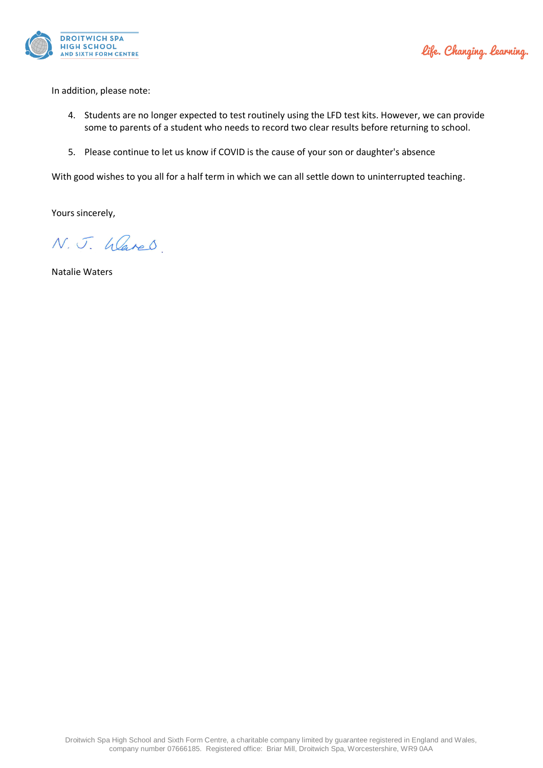In addition, please note:

4. Students are no longer expected to test routinely using the LFD test kits. However, we can provide some to parents of a student who needs to record two clear results before returning to school.

5. Please continue to let us know if COVID is the cause of your son or daughter's absence

With good wishes to you all for a half term in which we can all settle down to uninterrupted teaching.

Yours sincerely,

N. J. Waters.

Natalie Waters